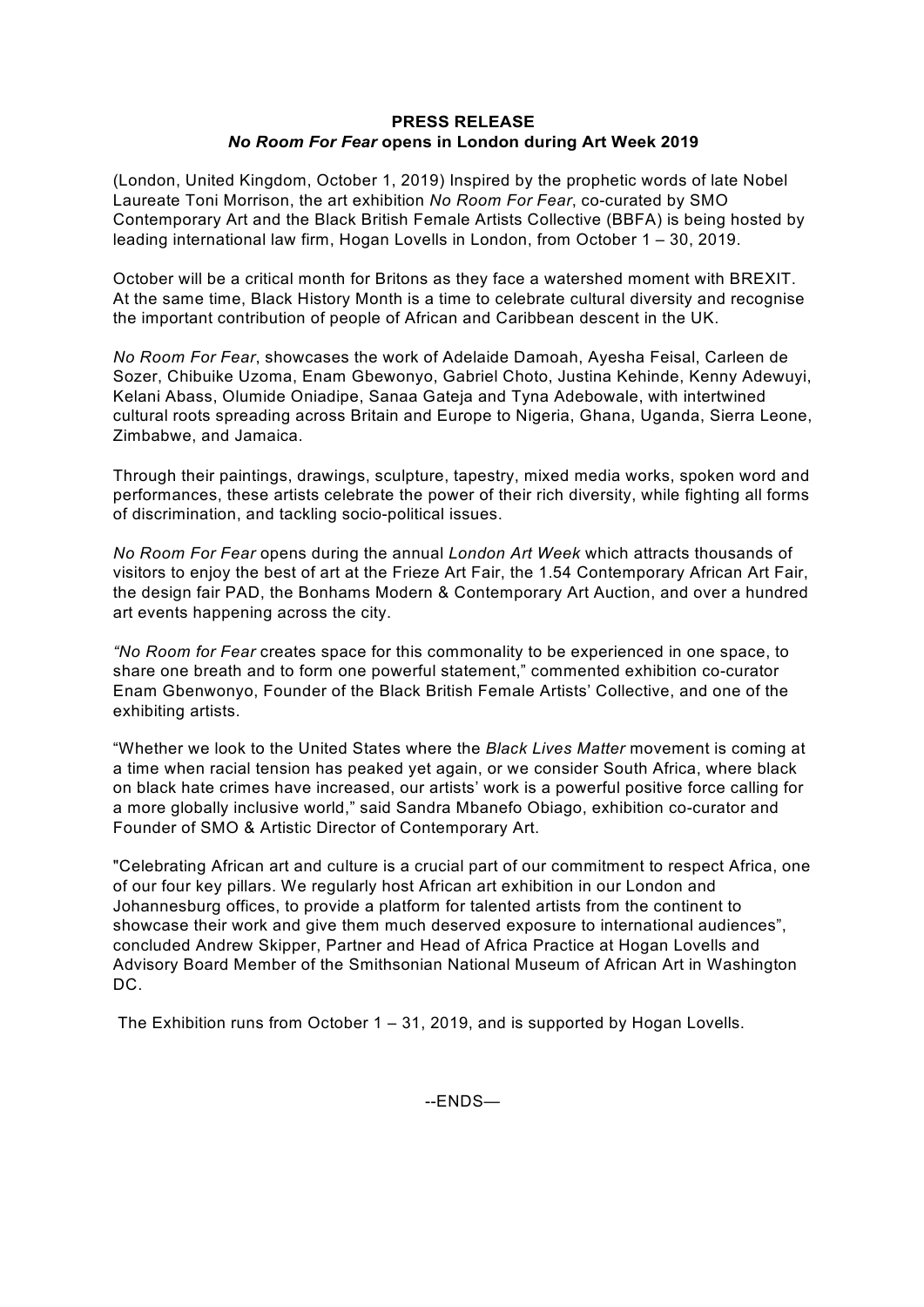**PRESS RELEASE**

***No Room For Fear* opens in London during Art Week 2019**

(London, United Kingdom, October 1, 2019) Inspired by the prophetic words of late Nobel Laureate Toni Morrison, the art exhibition *No Room For Fear*, co-curated by SMO Contemporary Art and the Black British Female Artists Collective (BBFA) is being hosted by leading international law firm, Hogan Lovells in London, from October 1 – 30, 2019.

October will be a critical month for Britons as they face a watershed moment with BREXIT. At the same time, Black History Month is a time to celebrate cultural diversity and recognise the important contribution of people of African and Caribbean descent in the UK.

*No Room For Fear*, showcases the work of Adelaide Damoah, Ayesha Feisal, Carleen de Sozer, Chibuike Uzoma, Enam Gbewonyo, Gabriel Choto, Justina Kehinde, Kenny Adewuyi, Kelani Abass, Olumide Oniadipe, Sanaa Gateja and Tyna Adebowale, with intertwined cultural roots spreading across Britain and Europe to Nigeria, Ghana, Uganda, Sierra Leone, Zimbabwe, and Jamaica.

Through their paintings, drawings, sculpture, tapestry, mixed media works, spoken word and performances, these artists celebrate the power of their rich diversity, while fighting all forms of discrimination, and tackling socio-political issues.

*No Room For Fear* opens during the annual *London Art Week* which attracts thousands of visitors to enjoy the best of art at the Frieze Art Fair, the 1.54 Contemporary African Art Fair, the design fair PAD, the Bonhams Modern & Contemporary Art Auction, and over a hundred art events happening across the city.

*"No Room for Fear* creates space for this commonality to be experienced in one space, to share one breath and to form one powerful statement," commented exhibition co-curator Enam Gbenwonyo, Founder of the Black British Female Artists' Collective, and one of the exhibiting artists.

"Whether we look to the United States where the *Black Lives Matter* movement is coming at a time when racial tension has peaked yet again, or we consider South Africa, where black on black hate crimes have increased, our artists' work is a powerful positive force calling for a more globally inclusive world," said Sandra Mbanefo Obiago, exhibition co-curator and Founder of SMO & Artistic Director of Contemporary Art.

"Celebrating African art and culture is a crucial part of our commitment to respect Africa, one of our four key pillars. We regularly host African art exhibition in our London and Johannesburg offices, to provide a platform for talented artists from the continent to showcase their work and give them much deserved exposure to international audiences", concluded Andrew Skipper, Partner and Head of Africa Practice at Hogan Lovells and Advisory Board Member of the Smithsonian National Museum of African Art in Washington DC.

The Exhibition runs from October 1 – 31, 2019, and is supported by Hogan Lovells.

--ENDS—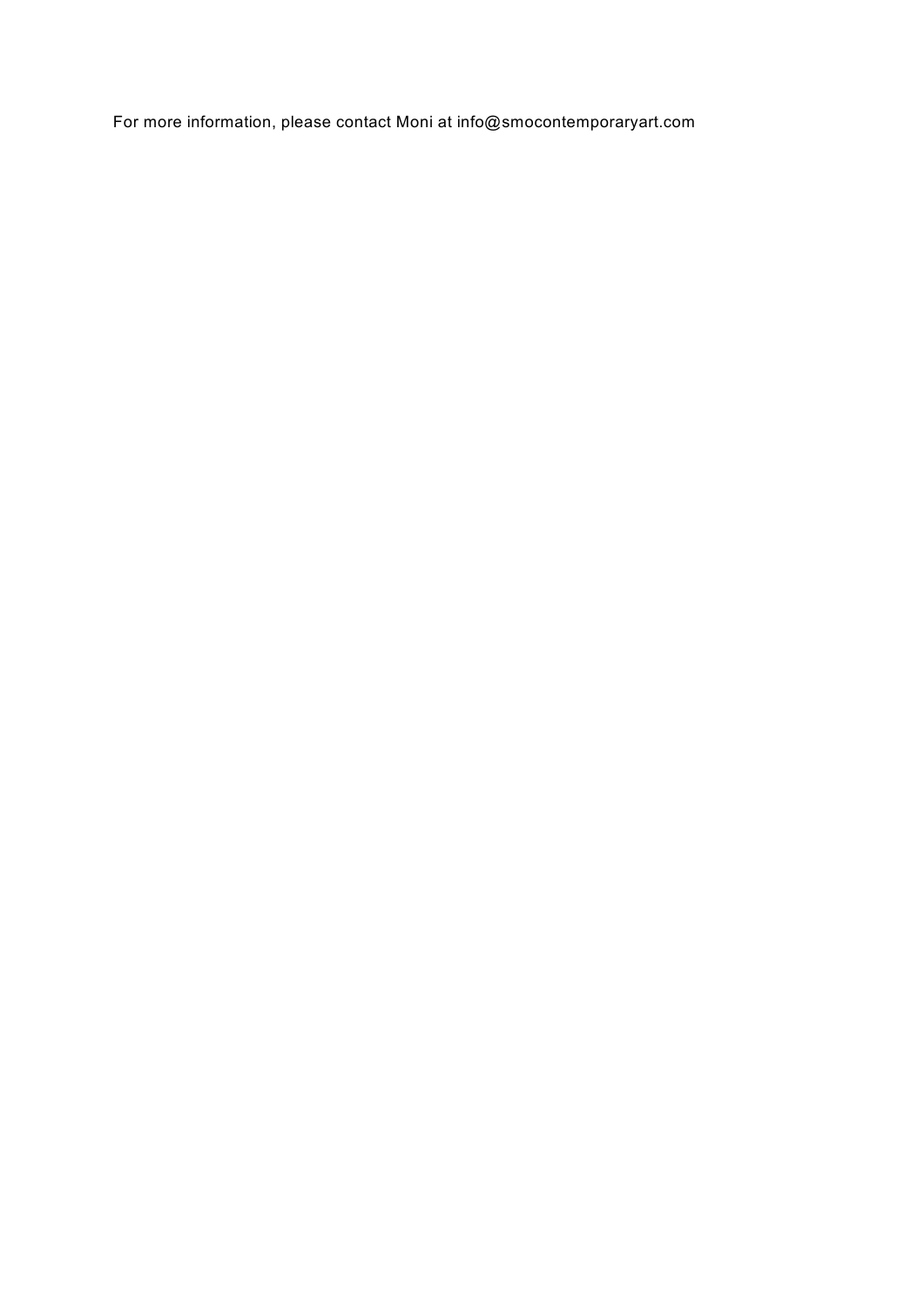For more information, please contact Moni at info@smocontemporaryart.com